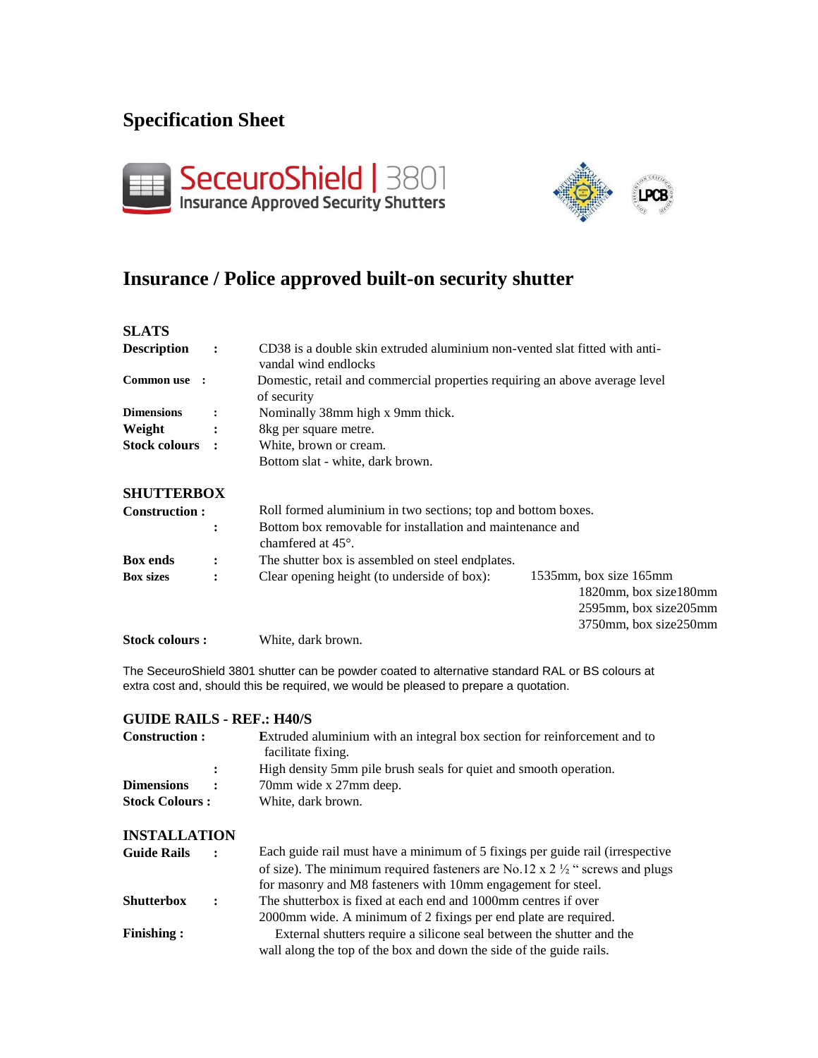# Specification Sheet

SeceuroShield | 3801
Insurance Approved Security Shutters

## Insurance / Police approved built-on security shutter

### SLATS

**Description** : CD38 is a double skin extruded aluminium non-vented slat fitted with anti-vandal wind endlocks

**Common use** : Domestic, retail and commercial properties requiring an above average level of security

**Dimensions** : Nominally 38mm high x 9mm thick.

**Weight** : 8kg per square metre.

**Stock colours** : White, brown or cream.
Bottom slat - white, dark brown.

### SHUTTERBOX

**Construction :** Roll formed aluminium in two sections; top and bottom boxes.
: Bottom box removable for installation and maintenance and chamfered at 45°.

**Box ends** : The shutter box is assembled on steel endplates.

**Box sizes** : Clear opening height (to underside of box):
1535mm, box size 165mm
1820mm, box size180mm
2595mm, box size205mm
3750mm, box size250mm

**Stock colours :** White, dark brown.

The SeceuroShield 3801 shutter can be powder coated to alternative standard RAL or BS colours at extra cost and, should this be required, we would be pleased to prepare a quotation.

### GUIDE RAILS - REF.: H40/S

**Construction :** Extruded aluminium with an integral box section for reinforcement and to facilitate fixing.
: High density 5mm pile brush seals for quiet and smooth operation.

**Dimensions** : 70mm wide x 27mm deep.

**Stock Colours :** White, dark brown.

### INSTALLATION

**Guide Rails** : Each guide rail must have a minimum of 5 fixings per guide rail (irrespective of size). The minimum required fasteners are No.12 x 2 ½ " screws and plugs for masonry and M8 fasteners with 10mm engagement for steel.

**Shutterbox** : The shutterbox is fixed at each end and 1000mm centres if over 2000mm wide. A minimum of 2 fixings per end plate are required.

**Finishing :** External shutters require a silicone seal between the shutter and the wall along the top of the box and down the side of the guide rails.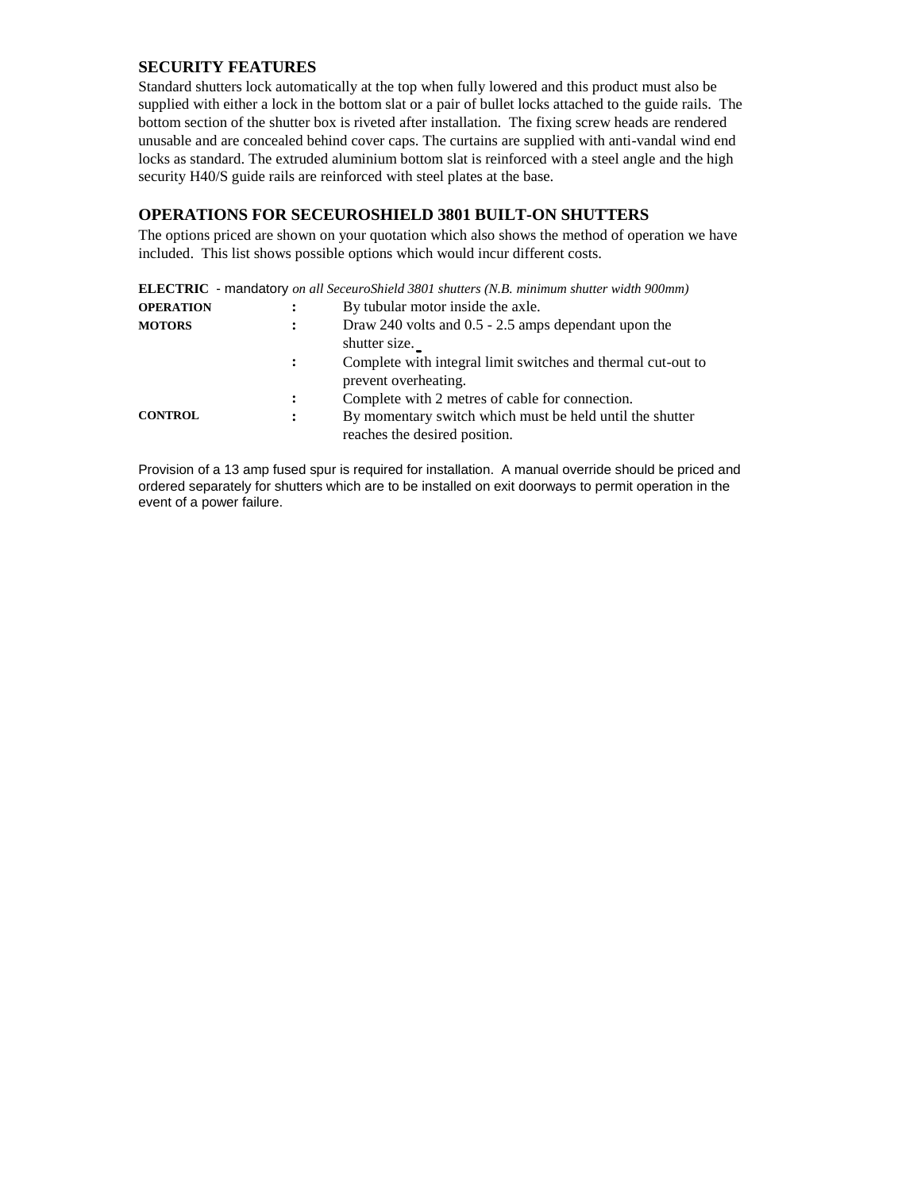## SECURITY FEATURES

Standard shutters lock automatically at the top when fully lowered and this product must also be supplied with either a lock in the bottom slat or a pair of bullet locks attached to the guide rails. The bottom section of the shutter box is riveted after installation. The fixing screw heads are rendered unusable and are concealed behind cover caps. The curtains are supplied with anti-vandal wind end locks as standard. The extruded aluminium bottom slat is reinforced with a steel angle and the high security H40/S guide rails are reinforced with steel plates at the base.

## OPERATIONS FOR SECEUROSHIELD 3801 BUILT-ON SHUTTERS

The options priced are shown on your quotation which also shows the method of operation we have included. This list shows possible options which would incur different costs.

**ELECTRIC** - mandatory *on all SeceuroShield 3801 shutters (N.B. minimum shutter width 900mm)*

| | | |
|---|---|---|
| **OPERATION** | : | By tubular motor inside the axle. |
| **MOTORS** | : | Draw 240 volts and 0.5 - 2.5 amps dependant upon the shutter size. |
| | : | Complete with integral limit switches and thermal cut-out to prevent overheating. |
| | : | Complete with 2 metres of cable for connection. |
| **CONTROL** | : | By momentary switch which must be held until the shutter reaches the desired position. |

Provision of a 13 amp fused spur is required for installation. A manual override should be priced and ordered separately for shutters which are to be installed on exit doorways to permit operation in the event of a power failure.